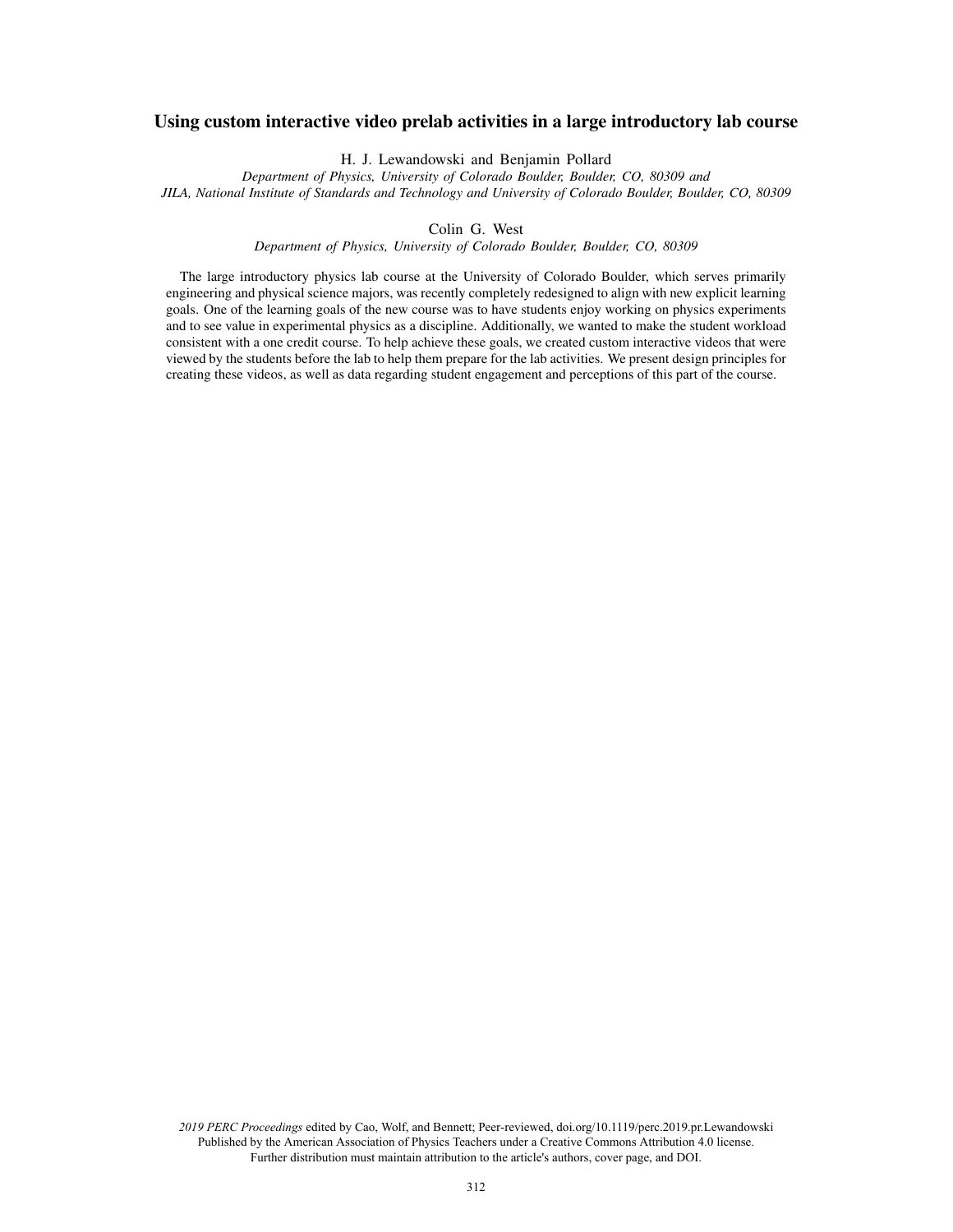# Using custom interactive video prelab activities in a large introductory lab course

H. J. Lewandowski and Benjamin Pollard

*Department of Physics, University of Colorado Boulder, Boulder, CO, 80309 and*
*JILA, National Institute of Standards and Technology and University of Colorado Boulder, Boulder, CO, 80309*

Colin G. West

*Department of Physics, University of Colorado Boulder, Boulder, CO, 80309*

The large introductory physics lab course at the University of Colorado Boulder, which serves primarily engineering and physical science majors, was recently completely redesigned to align with new explicit learning goals. One of the learning goals of the new course was to have students enjoy working on physics experiments and to see value in experimental physics as a discipline. Additionally, we wanted to make the student workload consistent with a one credit course. To help achieve these goals, we created custom interactive videos that were viewed by the students before the lab to help them prepare for the lab activities. We present design principles for creating these videos, as well as data regarding student engagement and perceptions of this part of the course.

*2019 PERC Proceedings* edited by Cao, Wolf, and Bennett; Peer-reviewed, doi.org/10.1119/perc.2019.pr.Lewandowski
Published by the American Association of Physics Teachers under a Creative Commons Attribution 4.0 license.
Further distribution must maintain attribution to the article's authors, cover page, and DOI.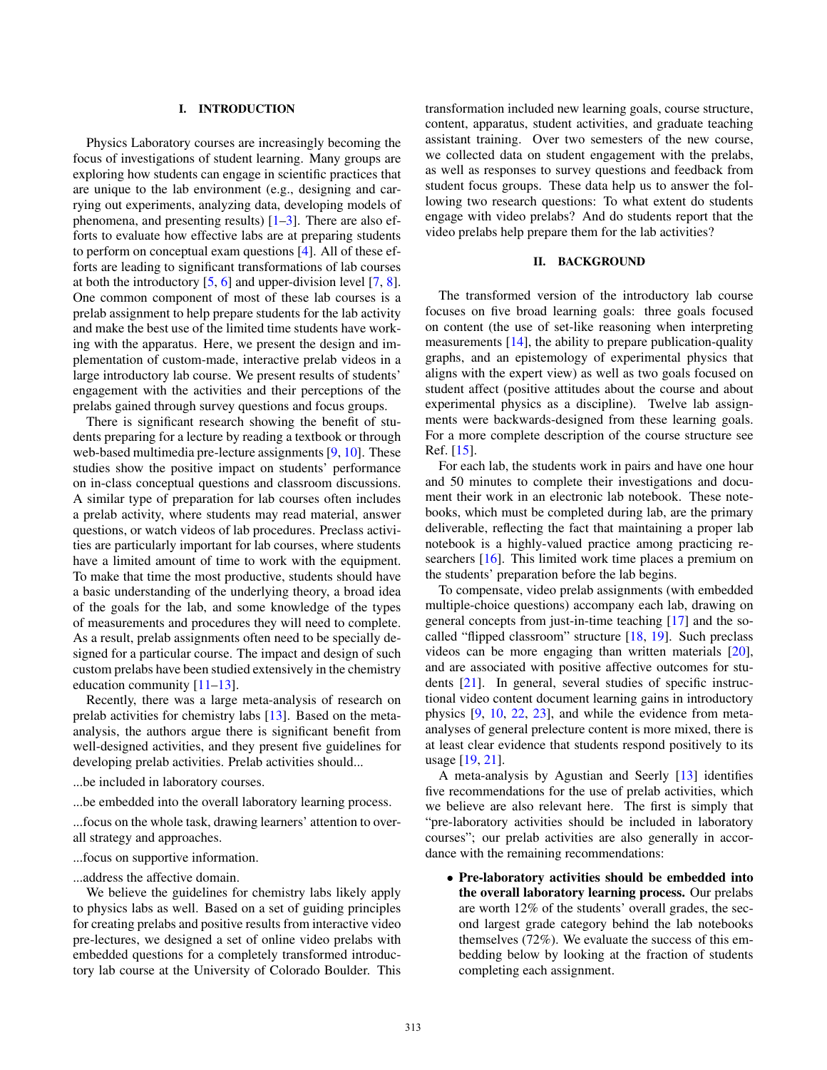## I. INTRODUCTION

Physics Laboratory courses are increasingly becoming the focus of investigations of student learning. Many groups are exploring how students can engage in scientific practices that are unique to the lab environment (e.g., designing and carrying out experiments, analyzing data, developing models of phenomena, and presenting results) [1–3]. There are also efforts to evaluate how effective labs are at preparing students to perform on conceptual exam questions [4]. All of these efforts are leading to significant transformations of lab courses at both the introductory [5, 6] and upper-division level [7, 8]. One common component of most of these lab courses is a prelab assignment to help prepare students for the lab activity and make the best use of the limited time students have working with the apparatus. Here, we present the design and implementation of custom-made, interactive prelab videos in a large introductory lab course. We present results of students' engagement with the activities and their perceptions of the prelabs gained through survey questions and focus groups.

There is significant research showing the benefit of students preparing for a lecture by reading a textbook or through web-based multimedia pre-lecture assignments [9, 10]. These studies show the positive impact on students' performance on in-class conceptual questions and classroom discussions. A similar type of preparation for lab courses often includes a prelab activity, where students may read material, answer questions, or watch videos of lab procedures. Preclass activities are particularly important for lab courses, where students have a limited amount of time to work with the equipment. To make that time the most productive, students should have a basic understanding of the underlying theory, a broad idea of the goals for the lab, and some knowledge of the types of measurements and procedures they will need to complete. As a result, prelab assignments often need to be specially designed for a particular course. The impact and design of such custom prelabs have been studied extensively in the chemistry education community [11–13].

Recently, there was a large meta-analysis of research on prelab activities for chemistry labs [13]. Based on the meta-analysis, the authors argue there is significant benefit from well-designed activities, and they present five guidelines for developing prelab activities. Prelab activities should...

...be included in laboratory courses.

...be embedded into the overall laboratory learning process.

...focus on the whole task, drawing learners' attention to overall strategy and approaches.

...focus on supportive information.

...address the affective domain.

We believe the guidelines for chemistry labs likely apply to physics labs as well. Based on a set of guiding principles for creating prelabs and positive results from interactive video pre-lectures, we designed a set of online video prelabs with embedded questions for a completely transformed introductory lab course at the University of Colorado Boulder. This transformation included new learning goals, course structure, content, apparatus, student activities, and graduate teaching assistant training. Over two semesters of the new course, we collected data on student engagement with the prelabs, as well as responses to survey questions and feedback from student focus groups. These data help us to answer the following two research questions: To what extent do students engage with video prelabs? And do students report that the video prelabs help prepare them for the lab activities?

## II. BACKGROUND

The transformed version of the introductory lab course focuses on five broad learning goals: three goals focused on content (the use of set-like reasoning when interpreting measurements [14], the ability to prepare publication-quality graphs, and an epistemology of experimental physics that aligns with the expert view) as well as two goals focused on student affect (positive attitudes about the course and about experimental physics as a discipline). Twelve lab assignments were backwards-designed from these learning goals. For a more complete description of the course structure see Ref. [15].

For each lab, the students work in pairs and have one hour and 50 minutes to complete their investigations and document their work in an electronic lab notebook. These notebooks, which must be completed during lab, are the primary deliverable, reflecting the fact that maintaining a proper lab notebook is a highly-valued practice among practicing researchers [16]. This limited work time places a premium on the students' preparation before the lab begins.

To compensate, video prelab assignments (with embedded multiple-choice questions) accompany each lab, drawing on general concepts from just-in-time teaching [17] and the so-called "flipped classroom" structure [18, 19]. Such preclass videos can be more engaging than written materials [20], and are associated with positive affective outcomes for students [21]. In general, several studies of specific instructional video content document learning gains in introductory physics [9, 10, 22, 23], and while the evidence from meta-analyses of general prelecture content is more mixed, there is at least clear evidence that students respond positively to its usage [19, 21].

A meta-analysis by Agustian and Seerly [13] identifies five recommendations for the use of prelab activities, which we believe are also relevant here. The first is simply that "pre-laboratory activities should be included in laboratory courses"; our prelab activities are also generally in accordance with the remaining recommendations:

- **Pre-laboratory activities should be embedded into the overall laboratory learning process.** Our prelabs are worth 12% of the students' overall grades, the second largest grade category behind the lab notebooks themselves (72%). We evaluate the success of this embedding below by looking at the fraction of students completing each assignment.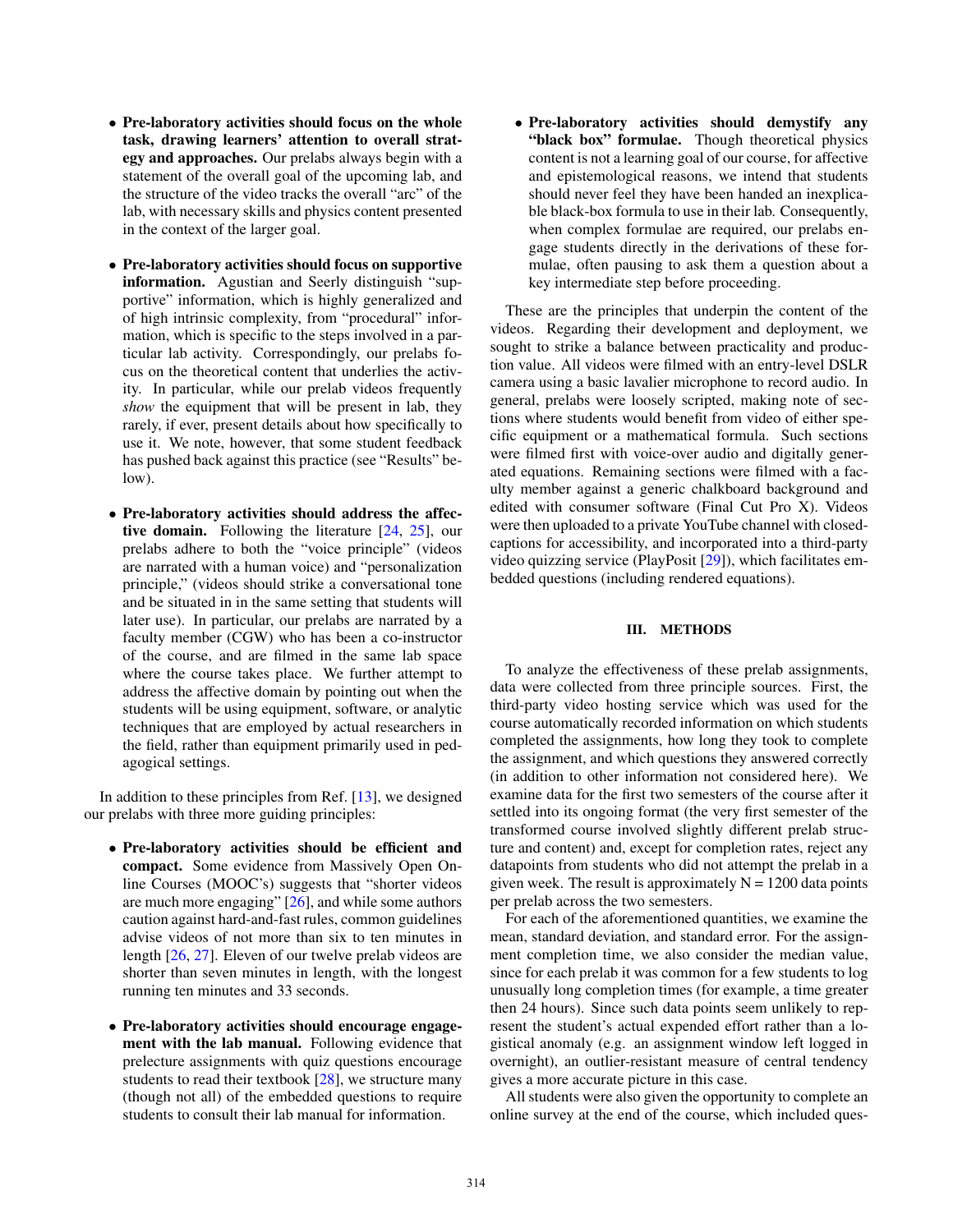- **Pre-laboratory activities should focus on the whole task, drawing learners' attention to overall strategy and approaches.** Our prelabs always begin with a statement of the overall goal of the upcoming lab, and the structure of the video tracks the overall "arc" of the lab, with necessary skills and physics content presented in the context of the larger goal.

- **Pre-laboratory activities should focus on supportive information.** Agustian and Seerly distinguish "supportive" information, which is highly generalized and of high intrinsic complexity, from "procedural" information, which is specific to the steps involved in a particular lab activity. Correspondingly, our prelabs focus on the theoretical content that underlies the activity. In particular, while our prelab videos frequently *show* the equipment that will be present in lab, they rarely, if ever, present details about how specifically to use it. We note, however, that some student feedback has pushed back against this practice (see "Results" below).

- **Pre-laboratory activities should address the affective domain.** Following the literature [24, 25], our prelabs adhere to both the "voice principle" (videos are narrated with a human voice) and "personalization principle," (videos should strike a conversational tone and be situated in in the same setting that students will later use). In particular, our prelabs are narrated by a faculty member (CGW) who has been a co-instructor of the course, and are filmed in the same lab space where the course takes place. We further attempt to address the affective domain by pointing out when the students will be using equipment, software, or analytic techniques that are employed by actual researchers in the field, rather than equipment primarily used in pedagogical settings.

In addition to these principles from Ref. [13], we designed our prelabs with three more guiding principles:

- **Pre-laboratory activities should be efficient and compact.** Some evidence from Massively Open Online Courses (MOOC's) suggests that "shorter videos are much more engaging" [26], and while some authors caution against hard-and-fast rules, common guidelines advise videos of not more than six to ten minutes in length [26, 27]. Eleven of our twelve prelab videos are shorter than seven minutes in length, with the longest running ten minutes and 33 seconds.

- **Pre-laboratory activities should encourage engagement with the lab manual.** Following evidence that prelecture assignments with quiz questions encourage students to read their textbook [28], we structure many (though not all) of the embedded questions to require students to consult their lab manual for information.

- **Pre-laboratory activities should demystify any "black box" formulae.** Though theoretical physics content is not a learning goal of our course, for affective and epistemological reasons, we intend that students should never feel they have been handed an inexplicable black-box formula to use in their lab. Consequently, when complex formulae are required, our prelabs engage students directly in the derivations of these formulae, often pausing to ask them a question about a key intermediate step before proceeding.

These are the principles that underpin the content of the videos. Regarding their development and deployment, we sought to strike a balance between practicality and production value. All videos were filmed with an entry-level DSLR camera using a basic lavalier microphone to record audio. In general, prelabs were loosely scripted, making note of sections where students would benefit from video of either specific equipment or a mathematical formula. Such sections were filmed first with voice-over audio and digitally generated equations. Remaining sections were filmed with a faculty member against a generic chalkboard background and edited with consumer software (Final Cut Pro X). Videos were then uploaded to a private YouTube channel with closed-captions for accessibility, and incorporated into a third-party video quizzing service (PlayPosit [29]), which facilitates embedded questions (including rendered equations).

## III. METHODS

To analyze the effectiveness of these prelab assignments, data were collected from three principle sources. First, the third-party video hosting service which was used for the course automatically recorded information on which students completed the assignments, how long they took to complete the assignment, and which questions they answered correctly (in addition to other information not considered here). We examine data for the first two semesters of the course after it settled into its ongoing format (the very first semester of the transformed course involved slightly different prelab structure and content) and, except for completion rates, reject any datapoints from students who did not attempt the prelab in a given week. The result is approximately N = 1200 data points per prelab across the two semesters.

For each of the aforementioned quantities, we examine the mean, standard deviation, and standard error. For the assignment completion time, we also consider the median value, since for each prelab it was common for a few students to log unusually long completion times (for example, a time greater then 24 hours). Since such data points seem unlikely to represent the student's actual expended effort rather than a logistical anomaly (e.g. an assignment window left logged in overnight), an outlier-resistant measure of central tendency gives a more accurate picture in this case.

All students were also given the opportunity to complete an online survey at the end of the course, which included ques-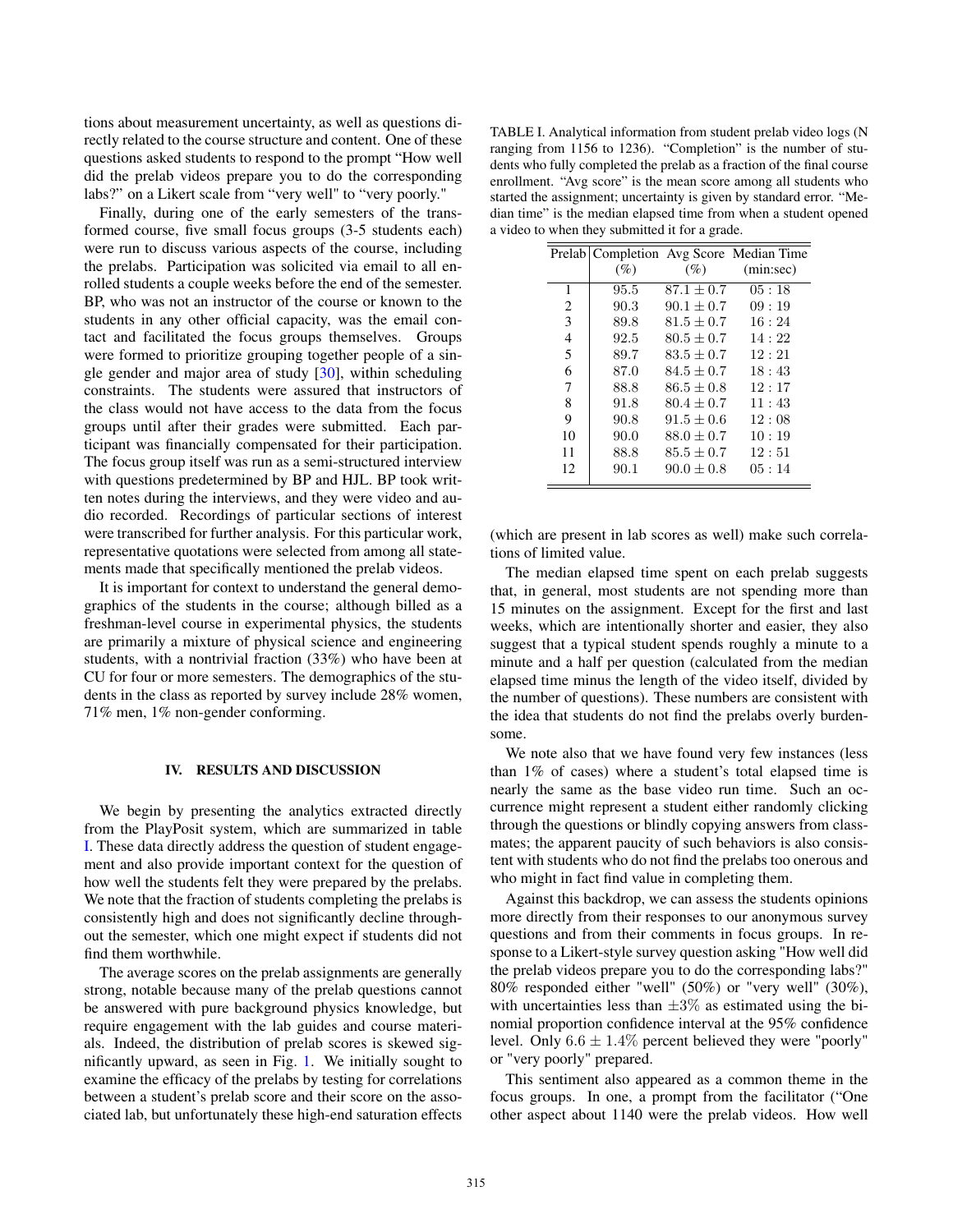tions about measurement uncertainty, as well as questions directly related to the course structure and content. One of these questions asked students to respond to the prompt "How well did the prelab videos prepare you to do the corresponding labs?" on a Likert scale from "very well" to "very poorly."

Finally, during one of the early semesters of the transformed course, five small focus groups (3-5 students each) were run to discuss various aspects of the course, including the prelabs. Participation was solicited via email to all enrolled students a couple weeks before the end of the semester. BP, who was not an instructor of the course or known to the students in any other official capacity, was the email contact and facilitated the focus groups themselves. Groups were formed to prioritize grouping together people of a single gender and major area of study [30], within scheduling constraints. The students were assured that instructors of the class would not have access to the data from the focus groups until after their grades were submitted. Each participant was financially compensated for their participation. The focus group itself was run as a semi-structured interview with questions predetermined by BP and HJL. BP took written notes during the interviews, and they were video and audio recorded. Recordings of particular sections of interest were transcribed for further analysis. For this particular work, representative quotations were selected from among all statements made that specifically mentioned the prelab videos.

It is important for context to understand the general demographics of the students in the course; although billed as a freshman-level course in experimental physics, the students are primarily a mixture of physical science and engineering students, with a nontrivial fraction (33%) who have been at CU for four or more semesters. The demographics of the students in the class as reported by survey include 28% women, 71% men, 1% non-gender conforming.

## IV. RESULTS AND DISCUSSION

We begin by presenting the analytics extracted directly from the PlayPosit system, which are summarized in table I. These data directly address the question of student engagement and also provide important context for the question of how well the students felt they were prepared by the prelabs. We note that the fraction of students completing the prelabs is consistently high and does not significantly decline throughout the semester, which one might expect if students did not find them worthwhile.

The average scores on the prelab assignments are generally strong, notable because many of the prelab questions cannot be answered with pure background physics knowledge, but require engagement with the lab guides and course materials. Indeed, the distribution of prelab scores is skewed significantly upward, as seen in Fig. 1. We initially sought to examine the efficacy of the prelabs by testing for correlations between a student's prelab score and their score on the associated lab, but unfortunately these high-end saturation effects (which are present in lab scores as well) make such correlations of limited value.

TABLE I. Analytical information from student prelab video logs (N ranging from 1156 to 1236). "Completion" is the number of students who fully completed the prelab as a fraction of the final course enrollment. "Avg score" is the mean score among all students who started the assignment; uncertainty is given by standard error. "Median time" is the median elapsed time from when a student opened a video to when they submitted it for a grade.

| Prelab | Completion (%) | Avg Score (%) | Median Time (min:sec) |
|---|---|---|---|
| 1 | 95.5 | $87.1 \pm 0.7$ | 05 : 18 |
| 2 | 90.3 | $90.1 \pm 0.7$ | 09 : 19 |
| 3 | 89.8 | $81.5 \pm 0.7$ | 16 : 24 |
| 4 | 92.5 | $80.5 \pm 0.7$ | 14 : 22 |
| 5 | 89.7 | $83.5 \pm 0.7$ | 12 : 21 |
| 6 | 87.0 | $84.5 \pm 0.7$ | 18 : 43 |
| 7 | 88.8 | $86.5 \pm 0.8$ | 12 : 17 |
| 8 | 91.8 | $80.4 \pm 0.7$ | 11 : 43 |
| 9 | 90.8 | $91.5 \pm 0.6$ | 12 : 08 |
| 10 | 90.0 | $88.0 \pm 0.7$ | 10 : 19 |
| 11 | 88.8 | $85.5 \pm 0.7$ | 12 : 51 |
| 12 | 90.1 | $90.0 \pm 0.8$ | 05 : 14 |

The median elapsed time spent on each prelab suggests that, in general, most students are not spending more than 15 minutes on the assignment. Except for the first and last weeks, which are intentionally shorter and easier, they also suggest that a typical student spends roughly a minute to a minute and a half per question (calculated from the median elapsed time minus the length of the video itself, divided by the number of questions). These numbers are consistent with the idea that students do not find the prelabs overly burdensome.

We note also that we have found very few instances (less than 1% of cases) where a student's total elapsed time is nearly the same as the base video run time. Such an occurrence might represent a student either randomly clicking through the questions or blindly copying answers from classmates; the apparent paucity of such behaviors is also consistent with students who do not find the prelabs too onerous and who might in fact find value in completing them.

Against this backdrop, we can assess the students opinions more directly from their responses to our anonymous survey questions and from their comments in focus groups. In response to a Likert-style survey question asking "How well did the prelab videos prepare you to do the corresponding labs?" 80% responded either "well" (50%) or "very well" (30%), with uncertainties less than $\pm 3\%$ as estimated using the binomial proportion confidence interval at the 95% confidence level. Only $6.6 \pm 1.4\%$ percent believed they were "poorly" or "very poorly" prepared.

This sentiment also appeared as a common theme in the focus groups. In one, a prompt from the facilitator ("One other aspect about 1140 were the prelab videos. How well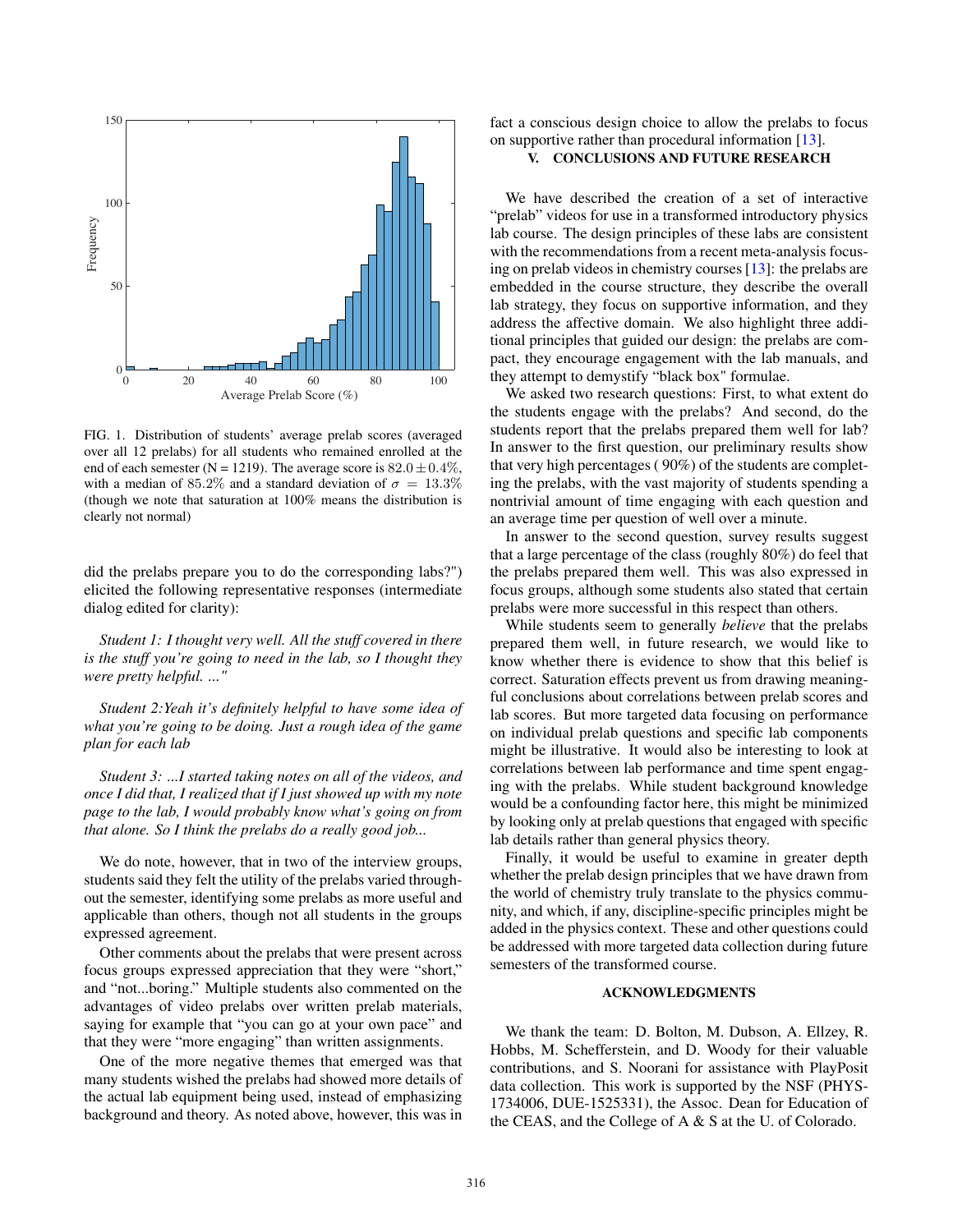FIG. 1. Distribution of students' average prelab scores (averaged over all 12 prelabs) for all students who remained enrolled at the end of each semester (N = 1219). The average score is $82.0 \pm 0.4\%$, with a median of $85.2\%$ and a standard deviation of $\sigma = 13.3\%$ (though we note that saturation at 100% means the distribution is clearly not normal)

did the prelabs prepare you to do the corresponding labs?") elicited the following representative responses (intermediate dialog edited for clarity):

*Student 1: I thought very well. All the stuff covered in there is the stuff you're going to need in the lab, so I thought they were pretty helpful. ..."*

*Student 2:Yeah it's definitely helpful to have some idea of what you're going to be doing. Just a rough idea of the game plan for each lab*

*Student 3: ...I started taking notes on all of the videos, and once I did that, I realized that if I just showed up with my note page to the lab, I would probably know what's going on from that alone. So I think the prelabs do a really good job...*

We do note, however, that in two of the interview groups, students said they felt the utility of the prelabs varied throughout the semester, identifying some prelabs as more useful and applicable than others, though not all students in the groups expressed agreement.

Other comments about the prelabs that were present across focus groups expressed appreciation that they were "short," and "not...boring." Multiple students also commented on the advantages of video prelabs over written prelab materials, saying for example that "you can go at your own pace" and that they were "more engaging" than written assignments.

One of the more negative themes that emerged was that many students wished the prelabs had showed more details of the actual lab equipment being used, instead of emphasizing background and theory. As noted above, however, this was in fact a conscious design choice to allow the prelabs to focus on supportive rather than procedural information [13].

## V. CONCLUSIONS AND FUTURE RESEARCH

We have described the creation of a set of interactive "prelab" videos for use in a transformed introductory physics lab course. The design principles of these labs are consistent with the recommendations from a recent meta-analysis focusing on prelab videos in chemistry courses [13]: the prelabs are embedded in the course structure, they describe the overall lab strategy, they focus on supportive information, and they address the affective domain. We also highlight three additional principles that guided our design: the prelabs are compact, they encourage engagement with the lab manuals, and they attempt to demystify "black box" formulae.

We asked two research questions: First, to what extent do the students engage with the prelabs? And second, do the students report that the prelabs prepared them well for lab? In answer to the first question, our preliminary results show that very high percentages ( 90%) of the students are completing the prelabs, with the vast majority of students spending a nontrivial amount of time engaging with each question and an average time per question of well over a minute.

In answer to the second question, survey results suggest that a large percentage of the class (roughly 80%) do feel that the prelabs prepared them well. This was also expressed in focus groups, although some students also stated that certain prelabs were more successful in this respect than others.

While students seem to generally *believe* that the prelabs prepared them well, in future research, we would like to know whether there is evidence to show that this belief is correct. Saturation effects prevent us from drawing meaningful conclusions about correlations between prelab scores and lab scores. But more targeted data focusing on performance on individual prelab questions and specific lab components might be illustrative. It would also be interesting to look at correlations between lab performance and time spent engaging with the prelabs. While student background knowledge would be a confounding factor here, this might be minimized by looking only at prelab questions that engaged with specific lab details rather than general physics theory.

Finally, it would be useful to examine in greater depth whether the prelab design principles that we have drawn from the world of chemistry truly translate to the physics community, and which, if any, discipline-specific principles might be added in the physics context. These and other questions could be addressed with more targeted data collection during future semesters of the transformed course.

## ACKNOWLEDGMENTS

We thank the team: D. Bolton, M. Dubson, A. Ellzey, R. Hobbs, M. Schefferstein, and D. Woody for their valuable contributions, and S. Noorani for assistance with PlayPosit data collection. This work is supported by the NSF (PHYS-1734006, DUE-1525331), the Assoc. Dean for Education of the CEAS, and the College of A & S at the U. of Colorado.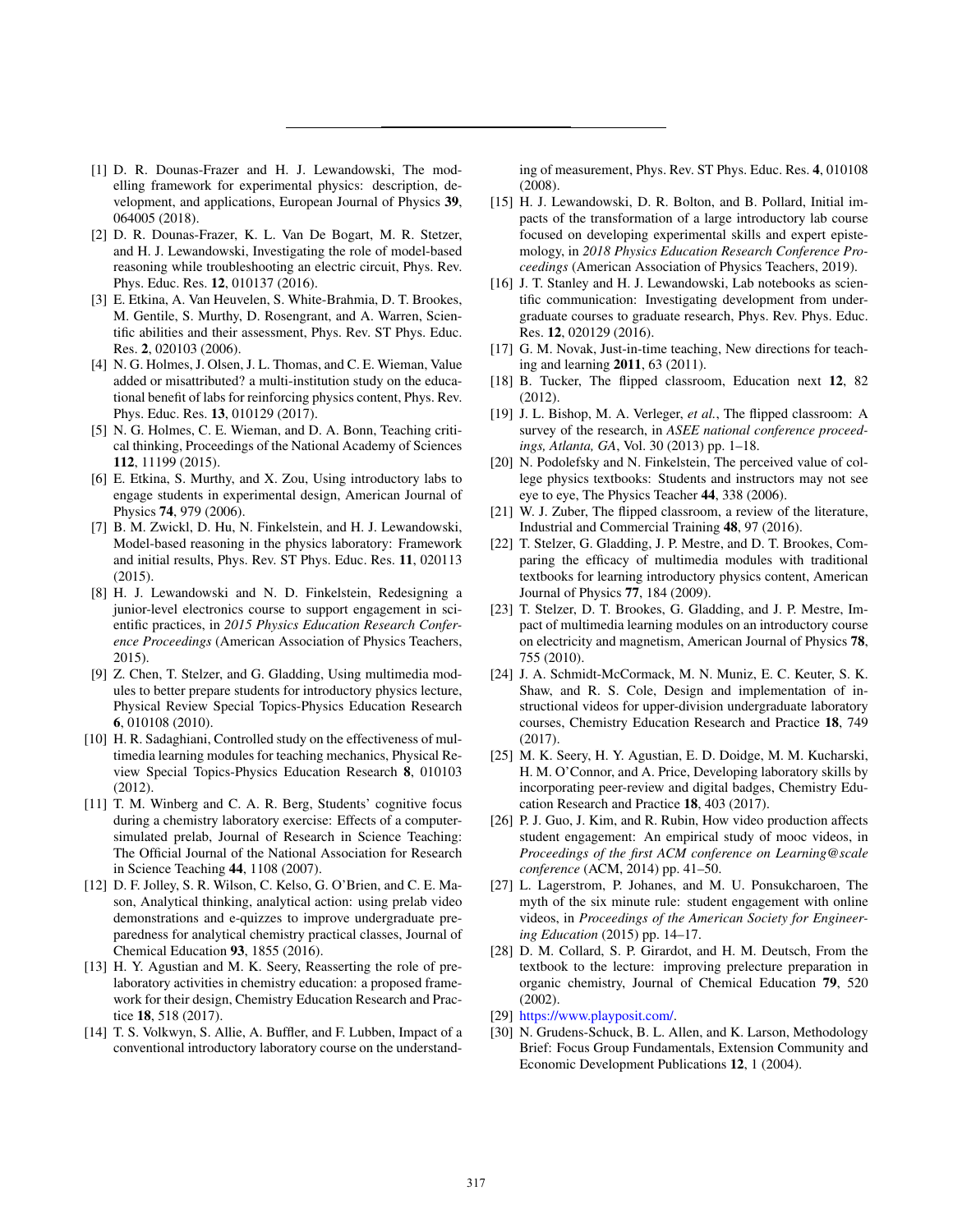[1] D. R. Dounas-Frazer and H. J. Lewandowski, The modelling framework for experimental physics: description, development, and applications, European Journal of Physics **39**, 064005 (2018).

[2] D. R. Dounas-Frazer, K. L. Van De Bogart, M. R. Stetzer, and H. J. Lewandowski, Investigating the role of model-based reasoning while troubleshooting an electric circuit, Phys. Rev. Phys. Educ. Res. **12**, 010137 (2016).

[3] E. Etkina, A. Van Heuvelen, S. White-Brahmia, D. T. Brookes, M. Gentile, S. Murthy, D. Rosengrant, and A. Warren, Scientific abilities and their assessment, Phys. Rev. ST Phys. Educ. Res. **2**, 020103 (2006).

[4] N. G. Holmes, J. Olsen, J. L. Thomas, and C. E. Wieman, Value added or misattributed? a multi-institution study on the educational benefit of labs for reinforcing physics content, Phys. Rev. Phys. Educ. Res. **13**, 010129 (2017).

[5] N. G. Holmes, C. E. Wieman, and D. A. Bonn, Teaching critical thinking, Proceedings of the National Academy of Sciences **112**, 11199 (2015).

[6] E. Etkina, S. Murthy, and X. Zou, Using introductory labs to engage students in experimental design, American Journal of Physics **74**, 979 (2006).

[7] B. M. Zwickl, D. Hu, N. Finkelstein, and H. J. Lewandowski, Model-based reasoning in the physics laboratory: Framework and initial results, Phys. Rev. ST Phys. Educ. Res. **11**, 020113 (2015).

[8] H. J. Lewandowski and N. D. Finkelstein, Redesigning a junior-level electronics course to support engagement in scientific practices, in *2015 Physics Education Research Conference Proceedings* (American Association of Physics Teachers, 2015).

[9] Z. Chen, T. Stelzer, and G. Gladding, Using multimedia modules to better prepare students for introductory physics lecture, Physical Review Special Topics-Physics Education Research **6**, 010108 (2010).

[10] H. R. Sadaghiani, Controlled study on the effectiveness of multimedia learning modules for teaching mechanics, Physical Review Special Topics-Physics Education Research **8**, 010103 (2012).

[11] T. M. Winberg and C. A. R. Berg, Students' cognitive focus during a chemistry laboratory exercise: Effects of a computer-simulated prelab, Journal of Research in Science Teaching: The Official Journal of the National Association for Research in Science Teaching **44**, 1108 (2007).

[12] D. F. Jolley, S. R. Wilson, C. Kelso, G. O'Brien, and C. E. Mason, Analytical thinking, analytical action: using prelab video demonstrations and e-quizzes to improve undergraduate preparedness for analytical chemistry practical classes, Journal of Chemical Education **93**, 1855 (2016).

[13] H. Y. Agustian and M. K. Seery, Reasserting the role of pre-laboratory activities in chemistry education: a proposed framework for their design, Chemistry Education Research and Practice **18**, 518 (2017).

[14] T. S. Volkwyn, S. Allie, A. Buffler, and F. Lubben, Impact of a conventional introductory laboratory course on the understanding of measurement, Phys. Rev. ST Phys. Educ. Res. **4**, 010108 (2008).

[15] H. J. Lewandowski, D. R. Bolton, and B. Pollard, Initial impacts of the transformation of a large introductory lab course focused on developing experimental skills and expert epistemology, in *2018 Physics Education Research Conference Proceedings* (American Association of Physics Teachers, 2019).

[16] J. T. Stanley and H. J. Lewandowski, Lab notebooks as scientific communication: Investigating development from undergraduate courses to graduate research, Phys. Rev. Phys. Educ. Res. **12**, 020129 (2016).

[17] G. M. Novak, Just-in-time teaching, New directions for teaching and learning **2011**, 63 (2011).

[18] B. Tucker, The flipped classroom, Education next **12**, 82 (2012).

[19] J. L. Bishop, M. A. Verleger, *et al.*, The flipped classroom: A survey of the research, in *ASEE national conference proceedings, Atlanta, GA*, Vol. 30 (2013) pp. 1–18.

[20] N. Podolefsky and N. Finkelstein, The perceived value of college physics textbooks: Students and instructors may not see eye to eye, The Physics Teacher **44**, 338 (2006).

[21] W. J. Zuber, The flipped classroom, a review of the literature, Industrial and Commercial Training **48**, 97 (2016).

[22] T. Stelzer, G. Gladding, J. P. Mestre, and D. T. Brookes, Comparing the efficacy of multimedia modules with traditional textbooks for learning introductory physics content, American Journal of Physics **77**, 184 (2009).

[23] T. Stelzer, D. T. Brookes, G. Gladding, and J. P. Mestre, Impact of multimedia learning modules on an introductory course on electricity and magnetism, American Journal of Physics **78**, 755 (2010).

[24] J. A. Schmidt-McCormack, M. N. Muniz, E. C. Keuter, S. K. Shaw, and R. S. Cole, Design and implementation of instructional videos for upper-division undergraduate laboratory courses, Chemistry Education Research and Practice **18**, 749 (2017).

[25] M. K. Seery, H. Y. Agustian, E. D. Doidge, M. M. Kucharski, H. M. O'Connor, and A. Price, Developing laboratory skills by incorporating peer-review and digital badges, Chemistry Education Research and Practice **18**, 403 (2017).

[26] P. J. Guo, J. Kim, and R. Rubin, How video production affects student engagement: An empirical study of mooc videos, in *Proceedings of the first ACM conference on Learning@scale conference* (ACM, 2014) pp. 41–50.

[27] L. Lagerstrom, P. Johanes, and M. U. Ponsukcharoen, The myth of the six minute rule: student engagement with online videos, in *Proceedings of the American Society for Engineering Education* (2015) pp. 14–17.

[28] D. M. Collard, S. P. Girardot, and H. M. Deutsch, From the textbook to the lecture: improving prelecture preparation in organic chemistry, Journal of Chemical Education **79**, 520 (2002).

[29] https://www.playposit.com/.

[30] N. Grudens-Schuck, B. L. Allen, and K. Larson, Methodology Brief: Focus Group Fundamentals, Extension Community and Economic Development Publications **12**, 1 (2004).